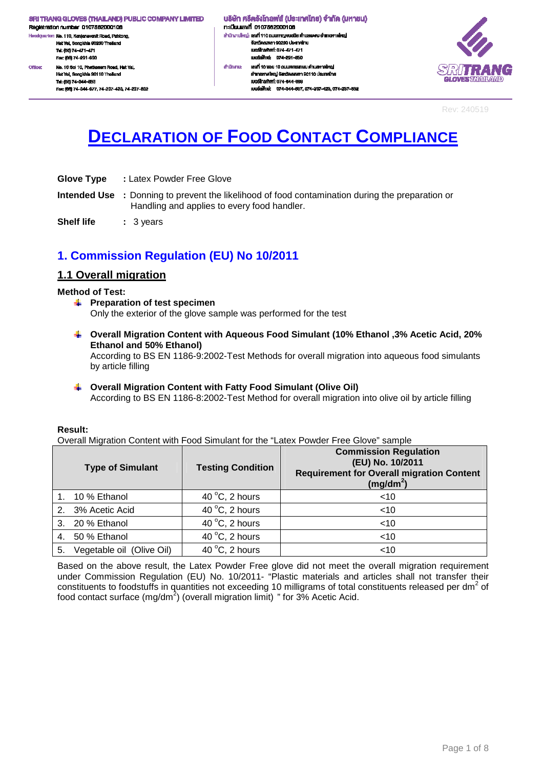SRI TRANG GLOVES (THAILAND) PUBLIC COMPANY LIMITED
Registration number 0107562000106
Headquarter: No. 110, Kanjanavanit Road, Pahtong, Hat Yai, Songkhla 90230 Thailand
Tel: (66) 74-471-471
Fax: (66) 74-291-650
Office: No. 10 Soi 10, Phetkasem Road, Hat Yai, Hat Yai, Songkhla 90110 Thailand
Tel: (66) 74-344-663
Fax: (66) 74-344-677, 74-237-423, 74-237-832

บริษัท ศรีตรังโกลฟส์ (ประเทศไทย) จำกัด (มหาชน)
ทะเบียนเลขที่ 0107562000106
สำนักงานใหญ่: เลขที่ 110 ถนนกาญจนวนิช ตำบลพะตง อำเภอหาดใหญ่ จังหวัดสงขลา 90230 ประเทศไทย
เบอร์โทรศัพท์: 074-471-471
เบอร์แฟกซ์: 074-291-650
สำนักงาน: เลขที่ 10 ซอย 10 ถนนเพชรเกษม ตำบลหาดใหญ่ อำเภอหาดใหญ่ จังหวัดสงขลา 90110 ประเทศไทย
เบอร์โทรศัพท์: 074-344-663
เบอร์แฟกซ์: 074-344-677, 074-237-423, 074-237-832

SRITRANG GLOVES THAILAND

Rev: 240519

# DECLARATION OF FOOD CONTACT COMPLIANCE

**Glove Type** : Latex Powder Free Glove

**Intended Use** : Donning to prevent the likelihood of food contamination during the preparation or Handling and applies to every food handler.

**Shelf life** : 3 years

## 1. Commission Regulation (EU) No 10/2011

### 1.1 Overall migration

**Method of Test:**

- **Preparation of test specimen**
  Only the exterior of the glove sample was performed for the test

- **Overall Migration Content with Aqueous Food Simulant (10% Ethanol ,3% Acetic Acid, 20% Ethanol and 50% Ethanol)**
  According to BS EN 1186-9:2002-Test Methods for overall migration into aqueous food simulants by article filling

- **Overall Migration Content with Fatty Food Simulant (Olive Oil)**
  According to BS EN 1186-8:2002-Test Method for overall migration into olive oil by article filling

**Result:**

Overall Migration Content with Food Simulant for the "Latex Powder Free Glove" sample

| Type of Simulant | Testing Condition | Commission Regulation (EU) No. 10/2011 Requirement for Overall migration Content ($mg/dm^2$) |
|---|---|---|
| 1. 10 % Ethanol | 40 °C, 2 hours | <10 |
| 2. 3% Acetic Acid | 40 °C, 2 hours | <10 |
| 3. 20 % Ethanol | 40 °C, 2 hours | <10 |
| 4. 50 % Ethanol | 40 °C, 2 hours | <10 |
| 5. Vegetable oil (Olive Oil) | 40 °C, 2 hours | <10 |

Based on the above result, the Latex Powder Free glove did not meet the overall migration requirement under Commission Regulation (EU) No. 10/2011- "Plastic materials and articles shall not transfer their constituents to foodstuffs in quantities not exceeding 10 milligrams of total constituents released per $dm^2$ of food contact surface ($mg/dm^2$) (overall migration limit) " for 3% Acetic Acid.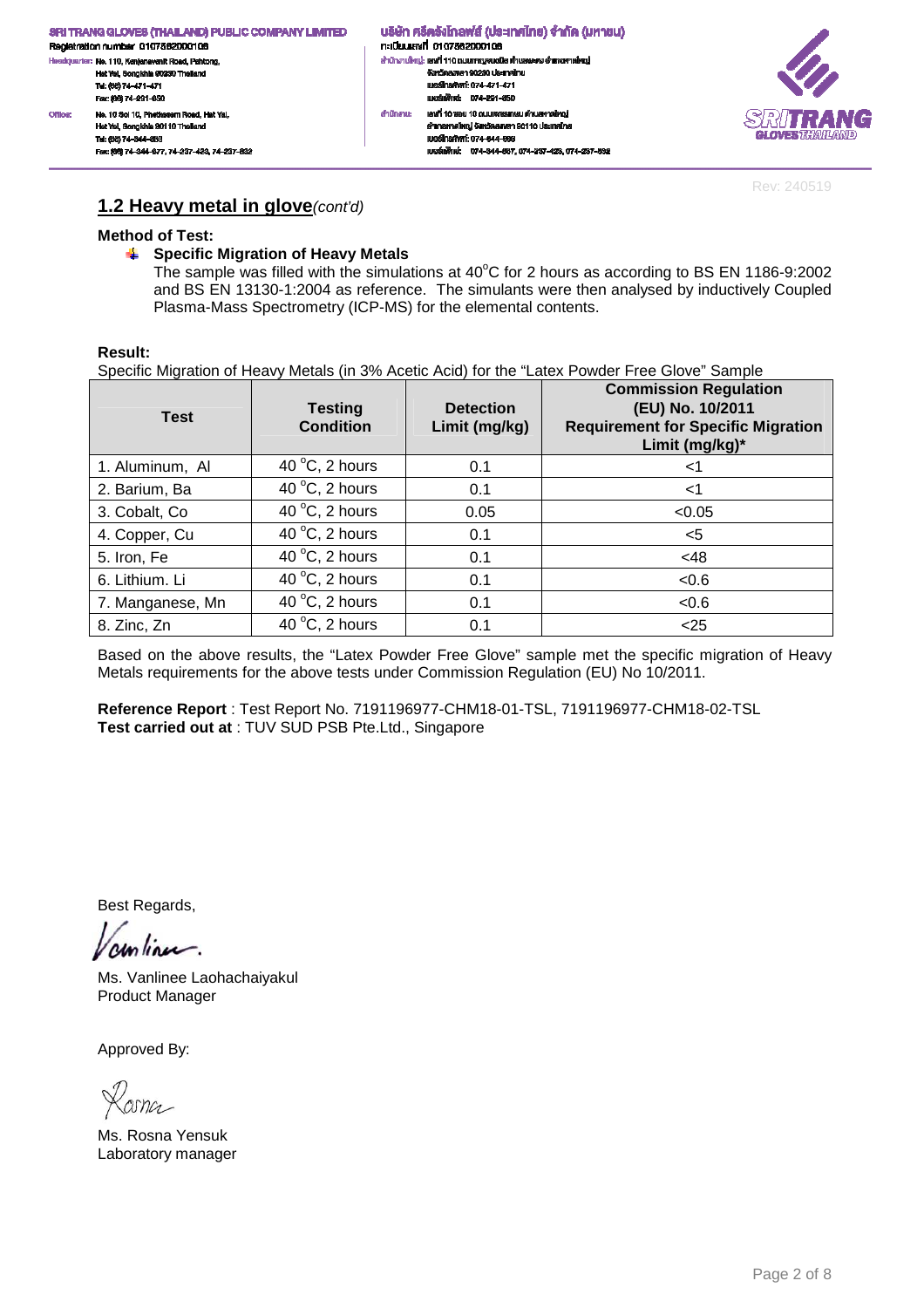Rev: 240519

## 1.2 Heavy metal in glove *(cont'd)*

**Method of Test:**

- **Specific Migration of Heavy Metals**

  The sample was filled with the simulations at $40^{o}C$ for 2 hours as according to BS EN 1186-9:2002 and BS EN 13130-1:2004 as reference. The simulants were then analysed by inductively Coupled Plasma-Mass Spectrometry (ICP-MS) for the elemental contents.

**Result:**

Specific Migration of Heavy Metals (in 3% Acetic Acid) for the "Latex Powder Free Glove" Sample

| Test | Testing Condition | Detection Limit (mg/kg) | Commission Regulation (EU) No. 10/2011 Requirement for Specific Migration Limit (mg/kg)* |
|---|---|---|---|
| 1. Aluminum, Al | $40\,^{o}C$, 2 hours | 0.1 | <1 |
| 2. Barium, Ba | $40\,^{o}C$, 2 hours | 0.1 | <1 |
| 3. Cobalt, Co | $40\,^{o}C$, 2 hours | 0.05 | <0.05 |
| 4. Copper, Cu | $40\,^{o}C$, 2 hours | 0.1 | <5 |
| 5. Iron, Fe | $40\,^{o}C$, 2 hours | 0.1 | <48 |
| 6. Lithium. Li | $40\,^{o}C$, 2 hours | 0.1 | <0.6 |
| 7. Manganese, Mn | $40\,^{o}C$, 2 hours | 0.1 | <0.6 |
| 8. Zinc, Zn | $40\,^{o}C$, 2 hours | 0.1 | <25 |

Based on the above results, the "Latex Powder Free Glove" sample met the specific migration of Heavy Metals requirements for the above tests under Commission Regulation (EU) No 10/2011.

**Reference Report** : Test Report No. 7191196977-CHM18-01-TSL, 7191196977-CHM18-02-TSL
**Test carried out at** : TUV SUD PSB Pte.Ltd., Singapore

Best Regards,

Ms. Vanlinee Laohachaiyakul
Product Manager

Approved By:

Ms. Rosna Yensuk
Laboratory manager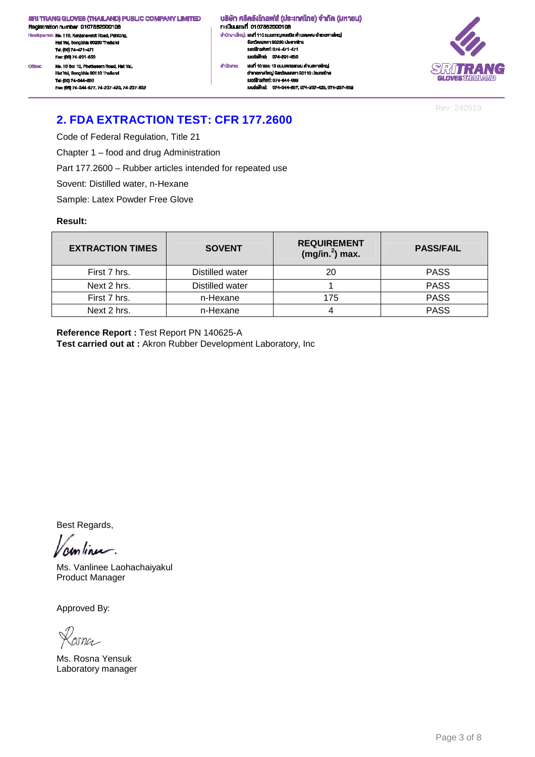# SRI TRANG GLOVES (THAILAND) PUBLIC COMPANY LIMITED

Registration number 0107562000106

Headquarter: No. 110, Kanjanavanit Road, Pahtong, Hat Yai, Songkhla 90230 Thailand
Tel: (66) 74-471-471
Fax: (66) 74-291-650

Office: No. 10 Soi 10, Phetkasem Road, Hat Yai, Hat Yai, Songkhla 90110 Thailand
Tel: (66) 74-344-663
Fax: (66) 74-344-677, 74-237-423, 74-237-832

บริษัท ศรีตรังโกลฟส์ (ประเทศไทย) จำกัด (มหาชน)

ทะเบียนเลขที่ 0107562000106

สำนักงานใหญ่: เลขที่ 110 ถนนกาญจนวนิช ตำบลพะตง อำเภอหาดใหญ่ จังหวัดสงขลา 90230 ประเทศไทย
เบอร์โทรศัพท์: 074-471-471
เบอร์แฟกซ์: 074-291-650

สำนักงาน: เลขที่ 10 ซอย 10 ถนนเพชรเกษม ตำบลหาดใหญ่ อำเภอหาดใหญ่ จังหวัดสงขลา 90110 ประเทศไทย
เบอร์โทรศัพท์: 074-344-663
เบอร์แฟกซ์: 074-344-667, 074-237-423, 074-237-832

Rev: 240519

## 2. FDA EXTRACTION TEST: CFR 177.2600

Code of Federal Regulation, Title 21

Chapter 1 – food and drug Administration

Part 177.2600 – Rubber articles intended for repeated use

Sovent: Distilled water, n-Hexane

Sample: Latex Powder Free Glove

**Result:**

| EXTRACTION TIMES | SOVENT | REQUIREMENT (mg/in.$^2$) max. | PASS/FAIL |
|---|---|---|---|
| First 7 hrs. | Distilled water | 20 | PASS |
| Next 2 hrs. | Distilled water | 1 | PASS |
| First 7 hrs. | n-Hexane | 175 | PASS |
| Next 2 hrs. | n-Hexane | 4 | PASS |

**Reference Report :** Test Report PN 140625-A
**Test carried out at :** Akron Rubber Development Laboratory, Inc

Best Regards,

Ms. Vanlinee Laohachaiyakul
Product Manager

Approved By:

Ms. Rosna Yensuk
Laboratory manager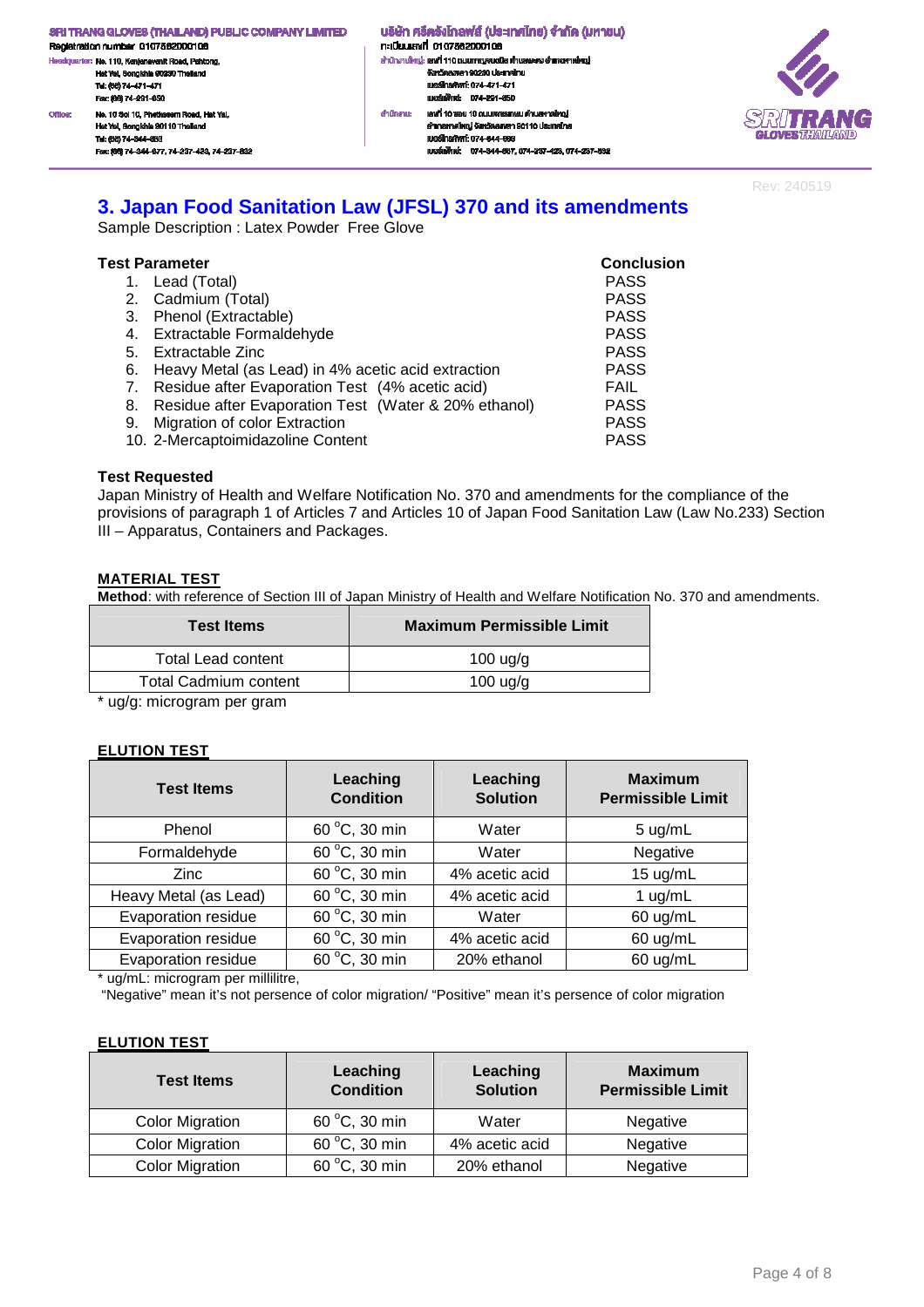SRI TRANG GLOVES (THAILAND) PUBLIC COMPANY LIMITED
Registration number 0107562000106
Headquarter: No. 110, Kanjanavanit Road, Pahtong, Hat Yai, Songkhla 90230 Thailand
Tel: (66) 74-471-471
Fax: (66) 74-291-650
Office: No. 10 Soi 10, Phetkasem Road, Hat Yai, Hat Yai, Songkhla 90110 Thailand
Tel: (66) 74-344-663
Fax: (66) 74-344-677, 74-237-423, 74-237-832

บริษัท ศรีตรังโกลฟส์ (ประเทศไทย) จำกัด (มหาชน)
ทะเบียนเลขที่ 0107562000106
สำนักงานใหญ่: เลขที่ 110 ถนนกาญจนวณิช ตำบลพะตง อำเภอหาดใหญ่ จังหวัดสงขลา 90230 ประเทศไทย
เบอร์โทรศัพท์: 074-471-471
เบอร์แฟกซ์: 074-291-650
สำนักงาน: เลขที่ 10 ซอย 10 ถนนเพชรเกษม ตำบลหาดใหญ่ อำเภอหาดใหญ่ จังหวัดสงขลา 90110 ประเทศไทย
เบอร์โทรศัพท์: 074-344-663
เบอร์แฟกซ์: 074-344-677, 074-237-423, 074-237-832

Rev: 240519

## 3. Japan Food Sanitation Law (JFSL) 370 and its amendments

Sample Description : Latex Powder Free Glove

| Test Parameter | Conclusion |
|---|---|
| 1. Lead (Total) | PASS |
| 2. Cadmium (Total) | PASS |
| 3. Phenol (Extractable) | PASS |
| 4. Extractable Formaldehyde | PASS |
| 5. Extractable Zinc | PASS |
| 6. Heavy Metal (as Lead) in 4% acetic acid extraction | PASS |
| 7. Residue after Evaporation Test (4% acetic acid) | FAIL |
| 8. Residue after Evaporation Test (Water & 20% ethanol) | PASS |
| 9. Migration of color Extraction | PASS |
| 10. 2-Mercaptoimidazoline Content | PASS |

**Test Requested**

Japan Ministry of Health and Welfare Notification No. 370 and amendments for the compliance of the provisions of paragraph 1 of Articles 7 and Articles 10 of Japan Food Sanitation Law (Law No.233) Section III – Apparatus, Containers and Packages.

**MATERIAL TEST**

**Method**: with reference of Section III of Japan Ministry of Health and Welfare Notification No. 370 and amendments.

| Test Items | Maximum Permissible Limit |
|---|---|
| Total Lead content | 100 ug/g |
| Total Cadmium content | 100 ug/g |

* ug/g: microgram per gram

**ELUTION TEST**

| Test Items | Leaching Condition | Leaching Solution | Maximum Permissible Limit |
|---|---|---|---|
| Phenol | 60 °C, 30 min | Water | 5 ug/mL |
| Formaldehyde | 60 °C, 30 min | Water | Negative |
| Zinc | 60 °C, 30 min | 4% acetic acid | 15 ug/mL |
| Heavy Metal (as Lead) | 60 °C, 30 min | 4% acetic acid | 1 ug/mL |
| Evaporation residue | 60 °C, 30 min | Water | 60 ug/mL |
| Evaporation residue | 60 °C, 30 min | 4% acetic acid | 60 ug/mL |
| Evaporation residue | 60 °C, 30 min | 20% ethanol | 60 ug/mL |

* ug/mL: microgram per millilitre,
"Negative" mean it's not persence of color migration/ "Positive" mean it's persence of color migration

**ELUTION TEST**

| Test Items | Leaching Condition | Leaching Solution | Maximum Permissible Limit |
|---|---|---|---|
| Color Migration | 60 °C, 30 min | Water | Negative |
| Color Migration | 60 °C, 30 min | 4% acetic acid | Negative |
| Color Migration | 60 °C, 30 min | 20% ethanol | Negative |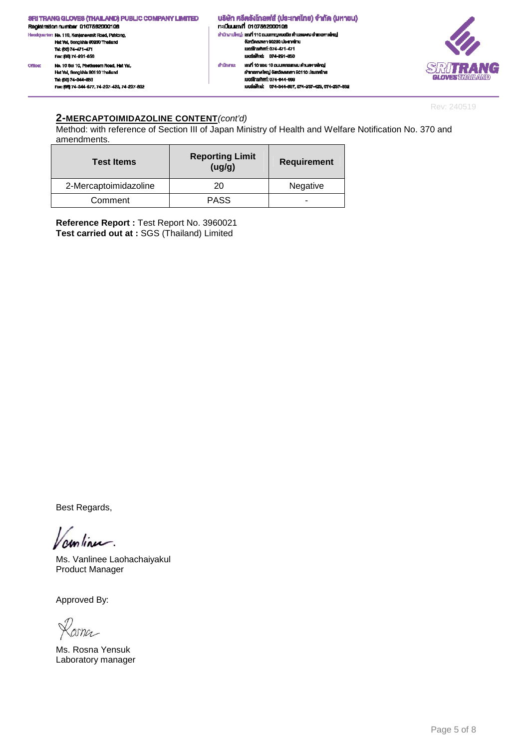## 2-MERCAPTOIMIDAZOLINE CONTENT*(cont'd)*

Method: with reference of Section III of Japan Ministry of Health and Welfare Notification No. 370 and amendments.

| Test Items | Reporting Limit (ug/g) | Requirement |
|---|---|---|
| 2-Mercaptoimidazoline | 20 | Negative |
| Comment | PASS | - |

**Reference Report :** Test Report No. 3960021
**Test carried out at :** SGS (Thailand) Limited

Best Regards,

Ms. Vanlinee Laohachaiyakul
Product Manager

Approved By:

Ms. Rosna Yensuk
Laboratory manager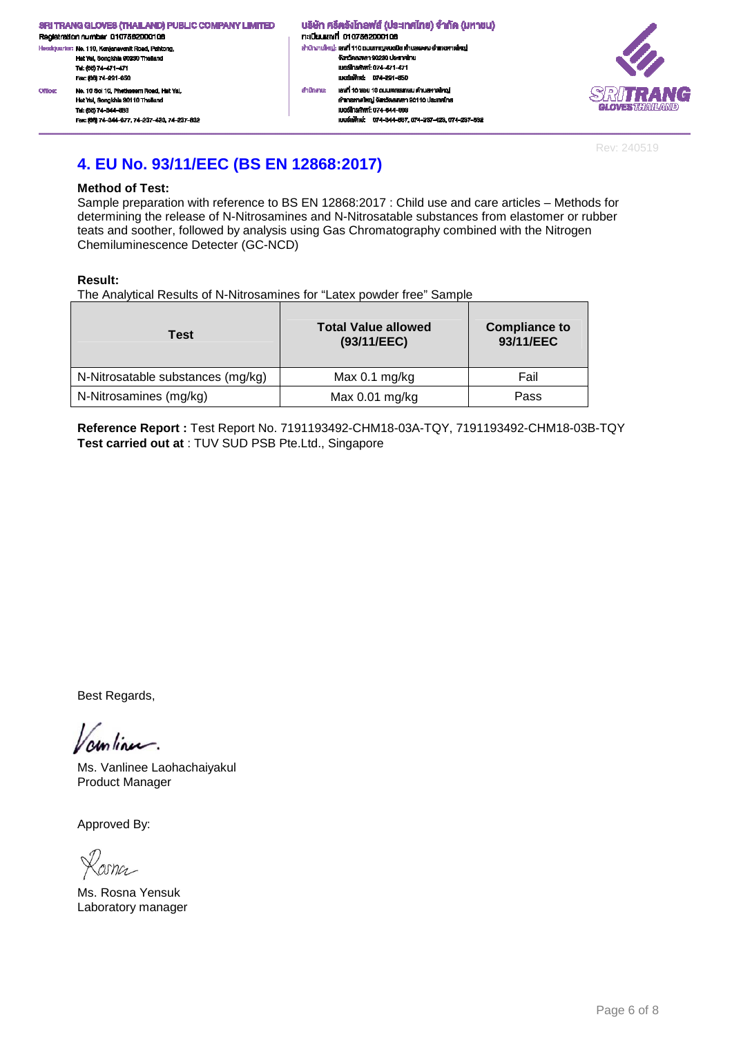Rev: 240519

## 4. EU No. 93/11/EEC (BS EN 12868:2017)

**Method of Test:**

Sample preparation with reference to BS EN 12868:2017 : Child use and care articles – Methods for determining the release of N-Nitrosamines and N-Nitrosatable substances from elastomer or rubber teats and soother, followed by analysis using Gas Chromatography combined with the Nitrogen Chemiluminescence Detecter (GC-NCD)

**Result:**

The Analytical Results of N-Nitrosamines for "Latex powder free" Sample

| Test | Total Value allowed (93/11/EEC) | Compliance to 93/11/EEC |
|---|---|---|
| N-Nitrosatable substances (mg/kg) | Max 0.1 mg/kg | Fail |
| N-Nitrosamines (mg/kg) | Max 0.01 mg/kg | Pass |

**Reference Report :** Test Report No. 7191193492-CHM18-03A-TQY, 7191193492-CHM18-03B-TQY
**Test carried out at** : TUV SUD PSB Pte.Ltd., Singapore

Best Regards,

Ms. Vanlinee Laohachaiyakul
Product Manager

Approved By:

Ms. Rosna Yensuk
Laboratory manager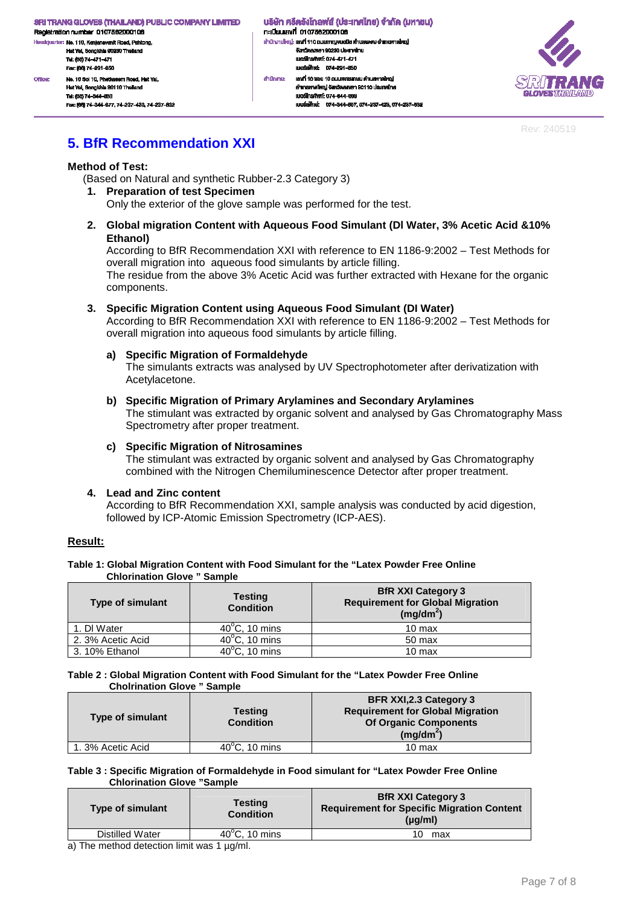## 5. BfR Recommendation XXI

**Method of Test:**

(Based on Natural and synthetic Rubber-2.3 Category 3)

1. **Preparation of test Specimen**
   Only the exterior of the glove sample was performed for the test.

2. **Global migration Content with Aqueous Food Simulant (DI Water, 3% Acetic Acid &10% Ethanol)**
   According to BfR Recommendation XXI with reference to EN 1186-9:2002 – Test Methods for overall migration into aqueous food simulants by article filling.
   The residue from the above 3% Acetic Acid was further extracted with Hexane for the organic components.

3. **Specific Migration Content using Aqueous Food Simulant (DI Water)**
   According to BfR Recommendation XXI with reference to EN 1186-9:2002 – Test Methods for overall migration into aqueous food simulants by article filling.

   a) **Specific Migration of Formaldehyde**
   The simulants extracts was analysed by UV Spectrophotometer after derivatization with Acetylacetone.

   b) **Specific Migration of Primary Arylamines and Secondary Arylamines**
   The stimulant was extracted by organic solvent and analysed by Gas Chromatography Mass Spectrometry after proper treatment.

   c) **Specific Migration of Nitrosamines**
   The stimulant was extracted by organic solvent and analysed by Gas Chromatography combined with the Nitrogen Chemiluminescence Detector after proper treatment.

4. **Lead and Zinc content**
   According to BfR Recommendation XXI, sample analysis was conducted by acid digestion, followed by ICP-Atomic Emission Spectrometry (ICP-AES).

**Result:**

**Table 1: Global Migration Content with Food Simulant for the "Latex Powder Free Online Chlorination Glove " Sample**

| Type of simulant | Testing Condition | BfR XXI Category 3 Requirement for Global Migration ($mg/dm^2$) |
|---|---|---|
| 1. DI Water | 40°C, 10 mins | 10 max |
| 2. 3% Acetic Acid | 40°C, 10 mins | 50 max |
| 3. 10% Ethanol | 40°C, 10 mins | 10 max |

**Table 2 : Global Migration Content with Food Simulant for the "Latex Powder Free Online Cholrination Glove " Sample**

| Type of simulant | Testing Condition | BFR XXI,2.3 Category 3 Requirement for Global Migration Of Organic Components ($mg/dm^2$) |
|---|---|---|
| 1. 3% Acetic Acid | 40°C, 10 mins | 10 max |

**Table 3 : Specific Migration of Formaldehyde in Food simulant for "Latex Powder Free Online Chlorination Glove "Sample**

| Type of simulant | Testing Condition | BfR XXI Category 3 Requirement for Specific Migration Content (µg/ml) |
|---|---|---|
| Distilled Water | 40°C, 10 mins | 10 max |

a) The method detection limit was 1 µg/ml.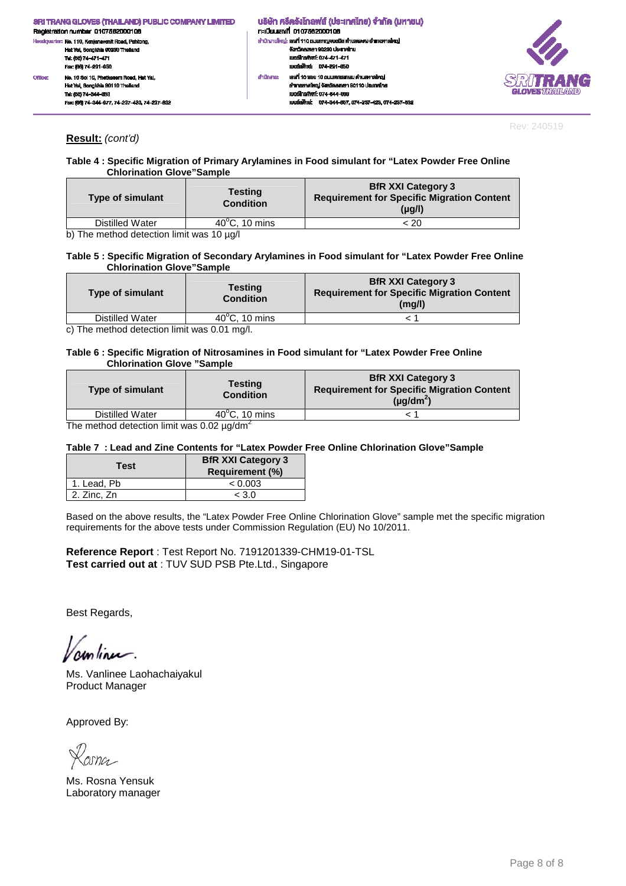**Result:** *(cont'd)*

**Table 4 : Specific Migration of Primary Arylamines in Food simulant for "Latex Powder Free Online Chlorination Glove"Sample**

| Type of simulant | Testing Condition | BfR XXI Category 3 Requirement for Specific Migration Content (µg/l) |
|---|---|---|
| Distilled Water | $40^{o}C$, 10 mins | < 20 |

b) The method detection limit was 10 µg/l

**Table 5 : Specific Migration of Secondary Arylamines in Food simulant for "Latex Powder Free Online Chlorination Glove"Sample**

| Type of simulant | Testing Condition | BfR XXI Category 3 Requirement for Specific Migration Content (mg/l) |
|---|---|---|
| Distilled Water | $40^{o}C$, 10 mins | < 1 |

c) The method detection limit was 0.01 mg/l.

**Table 6 : Specific Migration of Nitrosamines in Food simulant for "Latex Powder Free Online Chlorination Glove "Sample**

| Type of simulant | Testing Condition | BfR XXI Category 3 Requirement for Specific Migration Content (µg/dm$^2$) |
|---|---|---|
| Distilled Water | $40^{o}C$, 10 mins | < 1 |

The method detection limit was 0.02 µg/dm$^2$

**Table 7 : Lead and Zine Contents for "Latex Powder Free Online Chlorination Glove"Sample**

| Test | BfR XXI Category 3 Requirement (%) |
|---|---|
| 1. Lead, Pb | < 0.003 |
| 2. Zinc, Zn | < 3.0 |

Based on the above results, the "Latex Powder Free Online Chlorination Glove" sample met the specific migration requirements for the above tests under Commission Regulation (EU) No 10/2011.

**Reference Report** : Test Report No. 7191201339-CHM19-01-TSL
**Test carried out at** : TUV SUD PSB Pte.Ltd., Singapore

Best Regards,

Ms. Vanlinee Laohachaiyakul
Product Manager

Approved By:

Ms. Rosna Yensuk
Laboratory manager